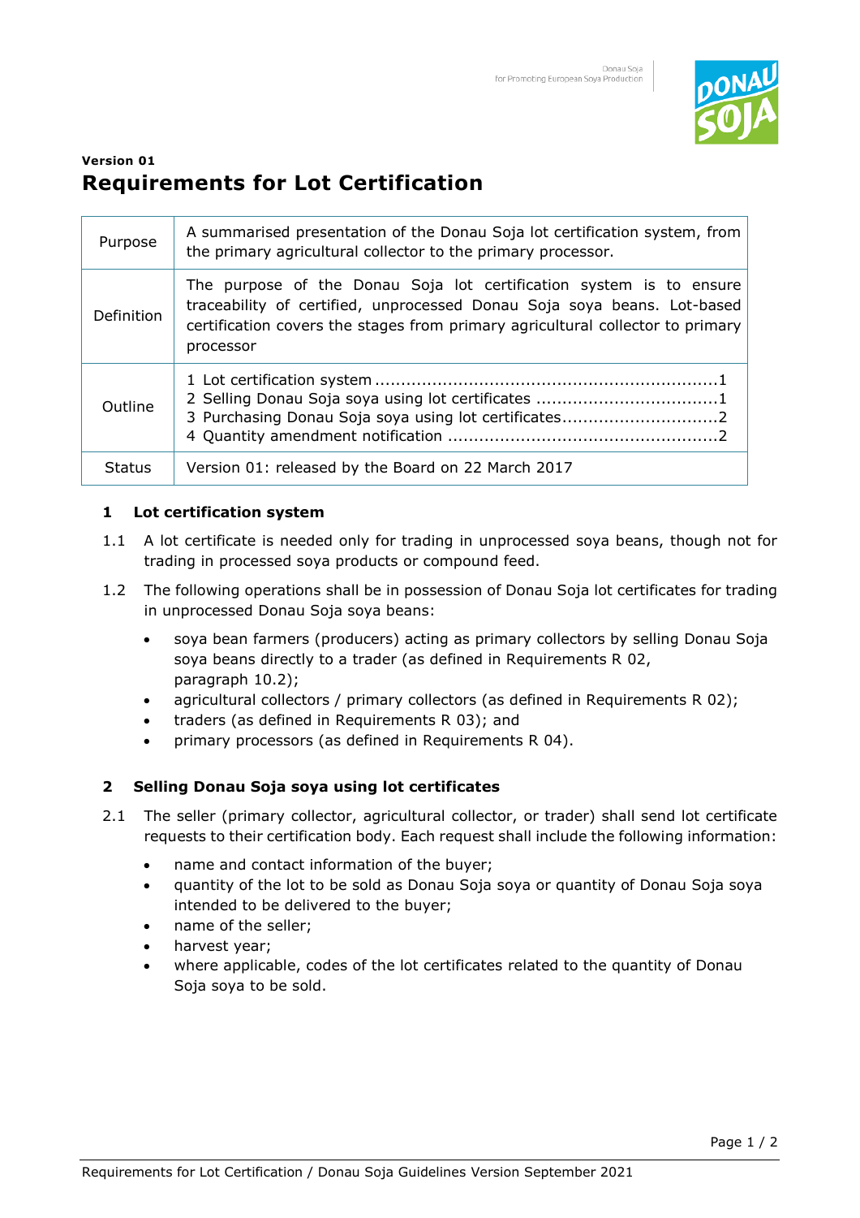**Version 01**

# Requirements for Lot Certification

| | |
|---|---|
| Purpose | A summarised presentation of the Donau Soja lot certification system, from the primary agricultural collector to the primary processor. |
| Definition | The purpose of the Donau Soja lot certification system is to ensure traceability of certified, unprocessed Donau Soja soya beans. Lot-based certification covers the stages from primary agricultural collector to primary processor |
| Outline | 1 Lot certification system ....1<br>2 Selling Donau Soja soya using lot certificates ....1<br>3 Purchasing Donau Soja soya using lot certificates....2<br>4 Quantity amendment notification ....2 |
| Status | Version 01: released by the Board on 22 March 2017 |

## 1 Lot certification system

1.1 A lot certificate is needed only for trading in unprocessed soya beans, though not for trading in processed soya products or compound feed.

1.2 The following operations shall be in possession of Donau Soja lot certificates for trading in unprocessed Donau Soja soya beans:

- soya bean farmers (producers) acting as primary collectors by selling Donau Soja soya beans directly to a trader (as defined in Requirements R 02, paragraph 10.2);
- agricultural collectors / primary collectors (as defined in Requirements R 02);
- traders (as defined in Requirements R 03); and
- primary processors (as defined in Requirements R 04).

## 2 Selling Donau Soja soya using lot certificates

2.1 The seller (primary collector, agricultural collector, or trader) shall send lot certificate requests to their certification body. Each request shall include the following information:

- name and contact information of the buyer;
- quantity of the lot to be sold as Donau Soja soya or quantity of Donau Soja soya intended to be delivered to the buyer;
- name of the seller;
- harvest year;
- where applicable, codes of the lot certificates related to the quantity of Donau Soja soya to be sold.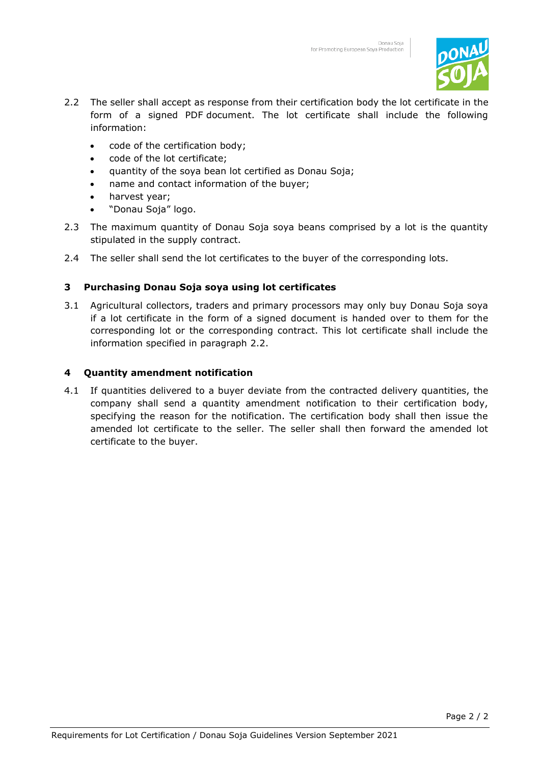2.2 The seller shall accept as response from their certification body the lot certificate in the form of a signed PDF document. The lot certificate shall include the following information:

- code of the certification body;
- code of the lot certificate;
- quantity of the soya bean lot certified as Donau Soja;
- name and contact information of the buyer;
- harvest year;
- "Donau Soja" logo.

2.3 The maximum quantity of Donau Soja soya beans comprised by a lot is the quantity stipulated in the supply contract.

2.4 The seller shall send the lot certificates to the buyer of the corresponding lots.

## 3 Purchasing Donau Soja soya using lot certificates

3.1 Agricultural collectors, traders and primary processors may only buy Donau Soja soya if a lot certificate in the form of a signed document is handed over to them for the corresponding lot or the corresponding contract. This lot certificate shall include the information specified in paragraph 2.2.

## 4 Quantity amendment notification

4.1 If quantities delivered to a buyer deviate from the contracted delivery quantities, the company shall send a quantity amendment notification to their certification body, specifying the reason for the notification. The certification body shall then issue the amended lot certificate to the seller. The seller shall then forward the amended lot certificate to the buyer.